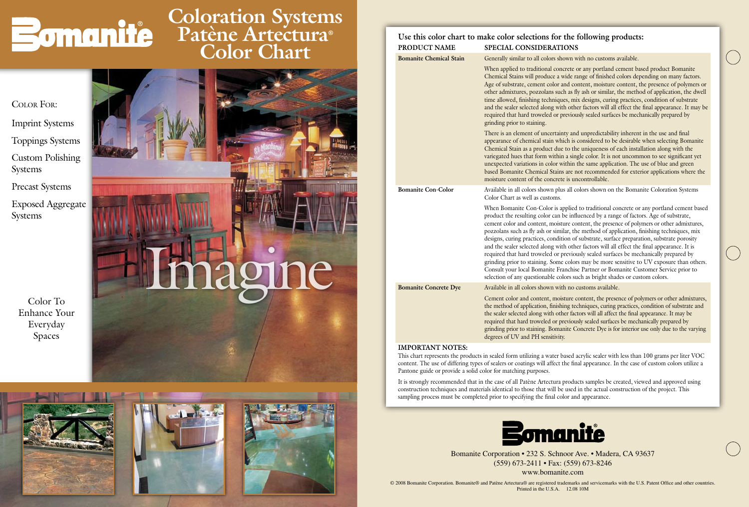# Bomanite®

# Coloration Systems Patène Artectura® Color Chart

COLOR FOR:

- Imprint Systems
- Toppings Systems
- Custom Polishing Systems
- Precast Systems
- Exposed Aggregate Systems

Imagine

Color To Enhance Your Everyday Spaces

## Use this color chart to make color selections for the following products:

| PRODUCT NAME | SPECIAL CONSIDERATIONS |
|---|---|
| **Bomanite Chemical Stain** | Generally similar to all colors shown with no customs available.<br><br>When applied to traditional concrete or any portland cement based product Bomanite Chemical Stains will produce a wide range of finished colors depending on many factors. Age of substrate, cement color and content, moisture content, the presence of polymers or other admixtures, pozzolans such as fly ash or similar, the method of application, the dwell time allowed, finishing techniques, mix designs, curing practices, condition of substrate and the sealer selected along with other factors will all effect the final appearance. It may be required that hard troweled or previously sealed surfaces be mechanically prepared by grinding prior to staining.<br><br>There is an element of uncertainty and unpredictability inherent in the use and final appearance of chemical stain which is considered to be desirable when selecting Bomanite Chemical Stain as a product due to the uniqueness of each installation along with the variegated hues that form within a single color. It is not uncommon to see significant yet unexpected variations in color within the same application. The use of blue and green based Bomanite Chemical Stains are not recommended for exterior applications where the moisture content of the concrete is uncontrollable. |
| **Bomanite Con-Color** | Available in all colors shown plus all colors shown on the Bomanite Coloration Systems Color Chart as well as customs.<br><br>When Bomanite Con-Color is applied to traditional concrete or any portland cement based product the resulting color can be influenced by a range of factors. Age of substrate, cement color and content, moisture content, the presence of polymers or other admixtures, pozzolans such as fly ash or similar, the method of application, finishing techniques, mix designs, curing practices, condition of substrate, surface preparation, substrate porosity and the sealer selected along with other factors will all effect the final appearance. It is required that hard troweled or previously sealed surfaces be mechanically prepared by grinding prior to staining. Some colors may be more sensitive to UV exposure than others. Consult your local Bomanite Franchise Partner or Bomanite Customer Service prior to selection of any questionable colors such as bright shades or custom colors. |
| **Bomanite Concrete Dye** | Available in all colors shown with no customs available.<br><br>Cement color and content, moisture content, the presence of polymers or other admixtures, the method of application, finishing techniques, curing practices, condition of substrate and the sealer selected along with other factors will all affect the final appearance. It may be required that hard troweled or previously sealed surfaces be mechanically prepared by grinding prior to staining. Bomanite Concrete Dye is for interior use only due to the varying degrees of UV and PH sensitivity. |

### IMPORTANT NOTES:

This chart represents the products in sealed form utilizing a water based acrylic sealer with less than 100 grams per liter VOC content. The use of differing types of sealers or coatings will affect the final appearance. In the case of custom colors utilize a Pantone guide or provide a solid color for matching purposes.

It is strongly recommended that in the case of all Patène Artectura products samples be created, viewed and approved using construction techniques and materials identical to those that will be used in the actual construction of the project. This sampling process must be completed prior to specifying the final color and appearance.

Bomanite®

Bomanite Corporation • 232 S. Schnoor Ave. • Madera, CA 93637
(559) 673-2411 • Fax: (559) 673-8246
www.bomanite.com

© 2008 Bomanite Corporation. Bomanite® and Patène Artectura® are registered trademarks and servicemarks with the U.S. Patent Office and other countries.
Printed in the U.S.A. 12.08 10M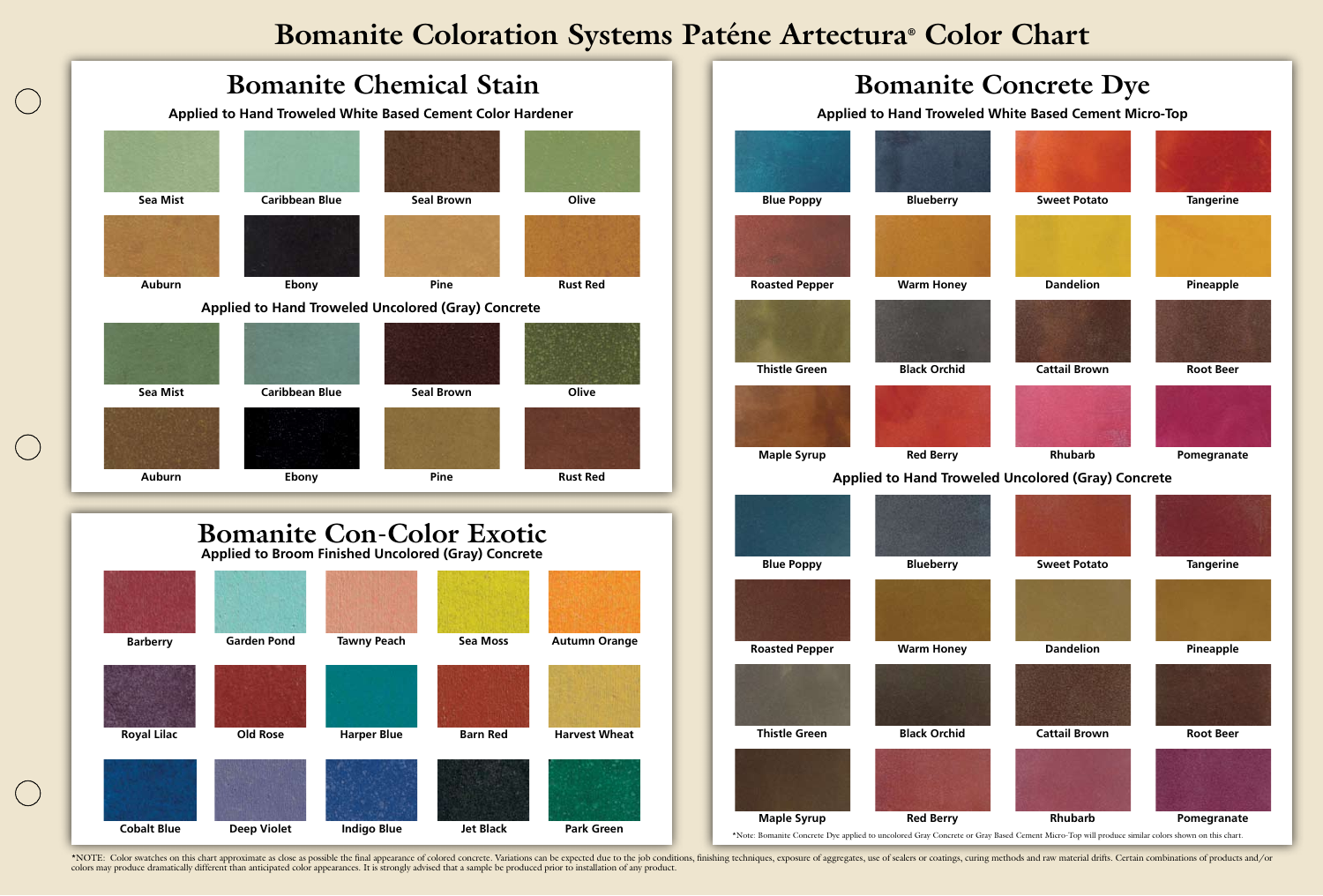# Bomanite Coloration Systems Paténe Artectura® Color Chart

## Bomanite Chemical Stain

### Applied to Hand Troweled White Based Cement Color Hardener

| | | | |
|---|---|---|---|
| Sea Mist | Caribbean Blue | Seal Brown | Olive |
| Auburn | Ebony | Pine | Rust Red |

### Applied to Hand Troweled Uncolored (Gray) Concrete

| | | | |
|---|---|---|---|
| Sea Mist | Caribbean Blue | Seal Brown | Olive |
| Auburn | Ebony | Pine | Rust Red |

## Bomanite Con-Color Exotic

### Applied to Broom Finished Uncolored (Gray) Concrete

| | | | | |
|---|---|---|---|---|
| Barberry | Garden Pond | Tawny Peach | Sea Moss | Autumn Orange |
| Royal Lilac | Old Rose | Harper Blue | Barn Red | Harvest Wheat |
| Cobalt Blue | Deep Violet | Indigo Blue | Jet Black | Park Green |

## Bomanite Concrete Dye

### Applied to Hand Troweled White Based Cement Micro-Top

| | | | |
|---|---|---|---|
| Blue Poppy | Blueberry | Sweet Potato | Tangerine |
| Roasted Pepper | Warm Honey | Dandelion | Pineapple |
| Thistle Green | Black Orchid | Cattail Brown | Root Beer |
| Maple Syrup | Red Berry | Rhubarb | Pomegranate |

### Applied to Hand Troweled Uncolored (Gray) Concrete

| | | | |
|---|---|---|---|
| Blue Poppy | Blueberry | Sweet Potato | Tangerine |
| Roasted Pepper | Warm Honey | Dandelion | Pineapple |
| Thistle Green | Black Orchid | Cattail Brown | Root Beer |
| Maple Syrup | Red Berry | Rhubarb | Pomegranate |

*Note: Bomanite Concrete Dye applied to uncolored Gray Concrete or Gray Based Cement Micro-Top will produce similar colors shown on this chart.

*NOTE: Color swatches on this chart approximate as close as possible the final appearance of colored concrete. Variations can be expected due to the job conditions, finishing techniques, exposure of aggregates, use of sealers or coatings, curing methods and raw material drifts. Certain combinations of products and/or colors may produce dramatically different than anticipated color appearances. It is strongly advised that a sample be produced prior to installation of any product.